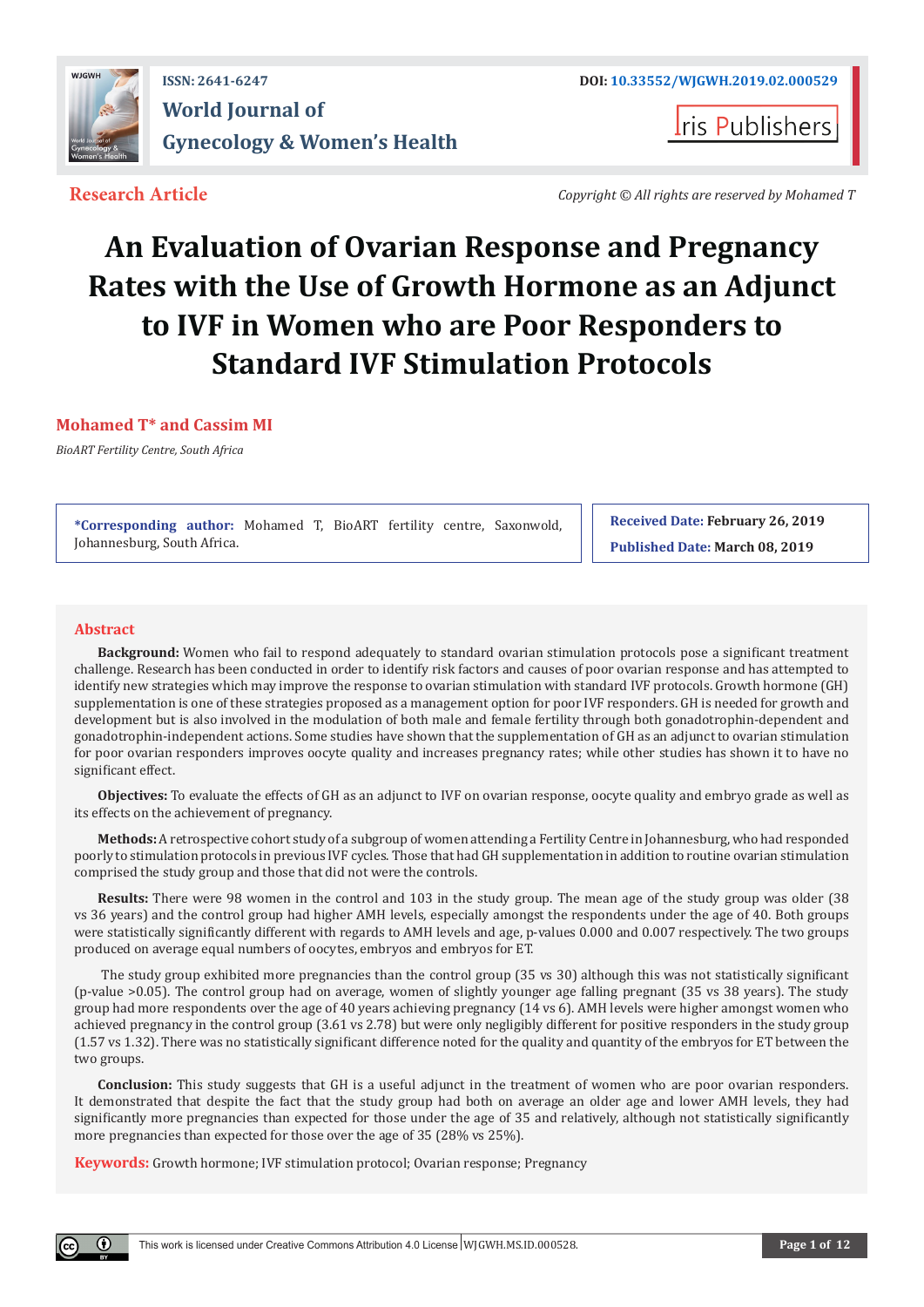ISSN: 2641-6247

DOI: 10.33552/WJGWH.2019.02.000529

# World Journal of Gynecology & Women's Health

Iris Publishers

**Research Article**

*Copyright © All rights are reserved by Mohamed T*

# An Evaluation of Ovarian Response and Pregnancy Rates with the Use of Growth Hormone as an Adjunct to IVF in Women who are Poor Responders to Standard IVF Stimulation Protocols

**Mohamed T* and Cassim MI**

*BioART Fertility Centre, South Africa*

**\*Corresponding author:** Mohamed T, BioART fertility centre, Saxonwold, Johannesburg, South Africa.

**Received Date:** February 26, 2019

**Published Date:** March 08, 2019

## Abstract

**Background:** Women who fail to respond adequately to standard ovarian stimulation protocols pose a significant treatment challenge. Research has been conducted in order to identify risk factors and causes of poor ovarian response and has attempted to identify new strategies which may improve the response to ovarian stimulation with standard IVF protocols. Growth hormone (GH) supplementation is one of these strategies proposed as a management option for poor IVF responders. GH is needed for growth and development but is also involved in the modulation of both male and female fertility through both gonadotrophin-dependent and gonadotrophin-independent actions. Some studies have shown that the supplementation of GH as an adjunct to ovarian stimulation for poor ovarian responders improves oocyte quality and increases pregnancy rates; while other studies has shown it to have no significant effect.

**Objectives:** To evaluate the effects of GH as an adjunct to IVF on ovarian response, oocyte quality and embryo grade as well as its effects on the achievement of pregnancy.

**Methods:** A retrospective cohort study of a subgroup of women attending a Fertility Centre in Johannesburg, who had responded poorly to stimulation protocols in previous IVF cycles. Those that had GH supplementation in addition to routine ovarian stimulation comprised the study group and those that did not were the controls.

**Results:** There were 98 women in the control and 103 in the study group. The mean age of the study group was older (38 vs 36 years) and the control group had higher AMH levels, especially amongst the respondents under the age of 40. Both groups were statistically significantly different with regards to AMH levels and age, p-values 0.000 and 0.007 respectively. The two groups produced on average equal numbers of oocytes, embryos and embryos for ET.

The study group exhibited more pregnancies than the control group (35 vs 30) although this was not statistically significant (p-value >0.05). The control group had on average, women of slightly younger age falling pregnant (35 vs 38 years). The study group had more respondents over the age of 40 years achieving pregnancy (14 vs 6). AMH levels were higher amongst women who achieved pregnancy in the control group (3.61 vs 2.78) but were only negligibly different for positive responders in the study group (1.57 vs 1.32). There was no statistically significant difference noted for the quality and quantity of the embryos for ET between the two groups.

**Conclusion:** This study suggests that GH is a useful adjunct in the treatment of women who are poor ovarian responders. It demonstrated that despite the fact that the study group had both on average an older age and lower AMH levels, they had significantly more pregnancies than expected for those under the age of 35 and relatively, although not statistically significantly more pregnancies than expected for those over the age of 35 (28% vs 25%).

**Keywords:** Growth hormone; IVF stimulation protocol; Ovarian response; Pregnancy

This work is licensed under Creative Commons Attribution 4.0 License | WJGWH.MS.ID.000528.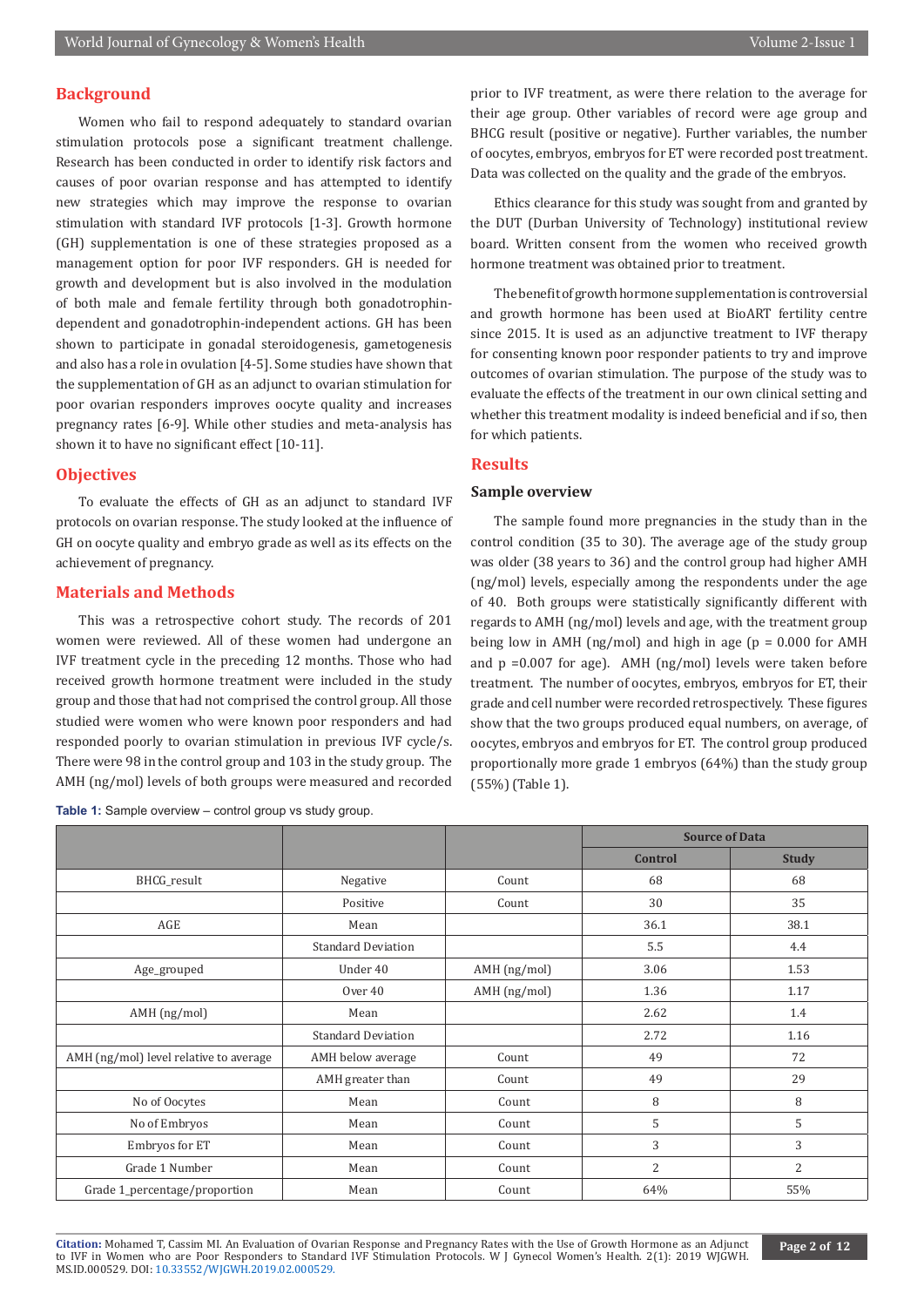## Background

Women who fail to respond adequately to standard ovarian stimulation protocols pose a significant treatment challenge. Research has been conducted in order to identify risk factors and causes of poor ovarian response and has attempted to identify new strategies which may improve the response to ovarian stimulation with standard IVF protocols [1-3]. Growth hormone (GH) supplementation is one of these strategies proposed as a management option for poor IVF responders. GH is needed for growth and development but is also involved in the modulation of both male and female fertility through both gonadotrophin-dependent and gonadotrophin-independent actions. GH has been shown to participate in gonadal steroidogenesis, gametogenesis and also has a role in ovulation [4-5]. Some studies have shown that the supplementation of GH as an adjunct to ovarian stimulation for poor ovarian responders improves oocyte quality and increases pregnancy rates [6-9]. While other studies and meta-analysis has shown it to have no significant effect [10-11].

## Objectives

To evaluate the effects of GH as an adjunct to standard IVF protocols on ovarian response. The study looked at the influence of GH on oocyte quality and embryo grade as well as its effects on the achievement of pregnancy.

## Materials and Methods

This was a retrospective cohort study. The records of 201 women were reviewed. All of these women had undergone an IVF treatment cycle in the preceding 12 months. Those who had received growth hormone treatment were included in the study group and those that had not comprised the control group. All those studied were women who were known poor responders and had responded poorly to ovarian stimulation in previous IVF cycle/s. There were 98 in the control group and 103 in the study group. The AMH (ng/mol) levels of both groups were measured and recorded prior to IVF treatment, as were there relation to the average for their age group. Other variables of record were age group and BHCG result (positive or negative). Further variables, the number of oocytes, embryos, embryos for ET were recorded post treatment. Data was collected on the quality and the grade of the embryos.

Ethics clearance for this study was sought from and granted by the DUT (Durban University of Technology) institutional review board. Written consent from the women who received growth hormone treatment was obtained prior to treatment.

The benefit of growth hormone supplementation is controversial and growth hormone has been used at BioART fertility centre since 2015. It is used as an adjunctive treatment to IVF therapy for consenting known poor responder patients to try and improve outcomes of ovarian stimulation. The purpose of the study was to evaluate the effects of the treatment in our own clinical setting and whether this treatment modality is indeed beneficial and if so, then for which patients.

## Results

### Sample overview

The sample found more pregnancies in the study than in the control condition (35 to 30). The average age of the study group was older (38 years to 36) and the control group had higher AMH (ng/mol) levels, especially among the respondents under the age of 40. Both groups were statistically significantly different with regards to AMH (ng/mol) levels and age, with the treatment group being low in AMH (ng/mol) and high in age ($p = 0.000$ for AMH and $p = 0.007$ for age). AMH (ng/mol) levels were taken before treatment. The number of oocytes, embryos, embryos for ET, their grade and cell number were recorded retrospectively. These figures show that the two groups produced equal numbers, on average, of oocytes, embryos and embryos for ET. The control group produced proportionally more grade 1 embryos (64%) than the study group (55%) (Table 1).

**Table 1:** Sample overview – control group vs study group.

| | | | Source of Data | |
|---|---|---|---|---|
| | | | Control | Study |
| BHCG_result | Negative | Count | 68 | 68 |
| | Positive | Count | 30 | 35 |
| AGE | Mean | | 36.1 | 38.1 |
| | Standard Deviation | | 5.5 | 4.4 |
| Age_grouped | Under 40 | AMH (ng/mol) | 3.06 | 1.53 |
| | Over 40 | AMH (ng/mol) | 1.36 | 1.17 |
| AMH (ng/mol) | Mean | | 2.62 | 1.4 |
| | Standard Deviation | | 2.72 | 1.16 |
| AMH (ng/mol) level relative to average | AMH below average | Count | 49 | 72 |
| | AMH greater than | Count | 49 | 29 |
| No of Oocytes | Mean | Count | 8 | 8 |
| No of Embryos | Mean | Count | 5 | 5 |
| Embryos for ET | Mean | Count | 3 | 3 |
| Grade 1 Number | Mean | Count | 2 | 2 |
| Grade 1_percentage/proportion | Mean | Count | 64% | 55% |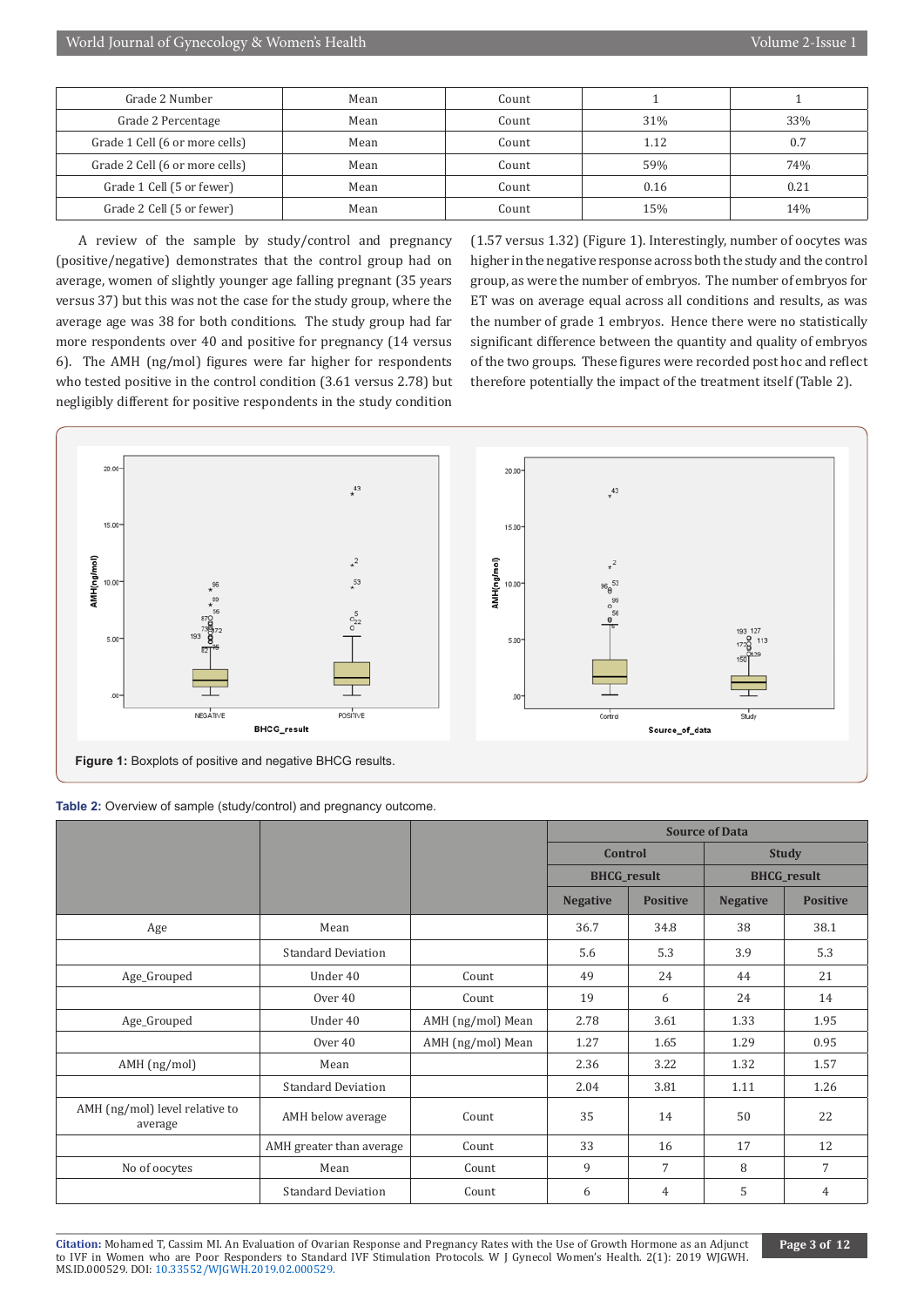| Grade 2 Number | Mean | Count | 1 | 1 |
|---|---|---|---|---|
| Grade 2 Percentage | Mean | Count | 31% | 33% |
| Grade 1 Cell (6 or more cells) | Mean | Count | 1.12 | 0.7 |
| Grade 2 Cell (6 or more cells) | Mean | Count | 59% | 74% |
| Grade 1 Cell (5 or fewer) | Mean | Count | 0.16 | 0.21 |
| Grade 2 Cell (5 or fewer) | Mean | Count | 15% | 14% |

A review of the sample by study/control and pregnancy (positive/negative) demonstrates that the control group had on average, women of slightly younger age falling pregnant (35 years versus 37) but this was not the case for the study group, where the average age was 38 for both conditions. The study group had far more respondents over 40 and positive for pregnancy (14 versus 6). The AMH (ng/mol) figures were far higher for respondents who tested positive in the control condition (3.61 versus 2.78) but negligibly different for positive respondents in the study condition (1.57 versus 1.32) (Figure 1). Interestingly, number of oocytes was higher in the negative response across both the study and the control group, as were the number of embryos. The number of embryos for ET was on average equal across all conditions and results, as was the number of grade 1 embryos. Hence there were no statistically significant difference between the quantity and quality of embryos of the two groups. These figures were recorded post hoc and reflect therefore potentially the impact of the treatment itself (Table 2).

**Figure 1:** Boxplots of positive and negative BHCG results.

**Table 2:** Overview of sample (study/control) and pregnancy outcome.

| | | | Source of Data | | | |
|---|---|---|---|---|---|---|
| | | | Control | | Study | |
| | | | BHCG_result | | BHCG_result | |
| | | | Negative | Positive | Negative | Positive |
| Age | Mean | | 36.7 | 34.8 | 38 | 38.1 |
| | Standard Deviation | | 5.6 | 5.3 | 3.9 | 5.3 |
| Age_Grouped | Under 40 | Count | 49 | 24 | 44 | 21 |
| | Over 40 | Count | 19 | 6 | 24 | 14 |
| Age_Grouped | Under 40 | AMH (ng/mol) Mean | 2.78 | 3.61 | 1.33 | 1.95 |
| | Over 40 | AMH (ng/mol) Mean | 1.27 | 1.65 | 1.29 | 0.95 |
| AMH (ng/mol) | Mean | | 2.36 | 3.22 | 1.32 | 1.57 |
| | Standard Deviation | | 2.04 | 3.81 | 1.11 | 1.26 |
| AMH (ng/mol) level relative to average | AMH below average | Count | 35 | 14 | 50 | 22 |
| | AMH greater than average | Count | 33 | 16 | 17 | 12 |
| No of oocytes | Mean | Count | 9 | 7 | 8 | 7 |
| | Standard Deviation | Count | 6 | 4 | 5 | 4 |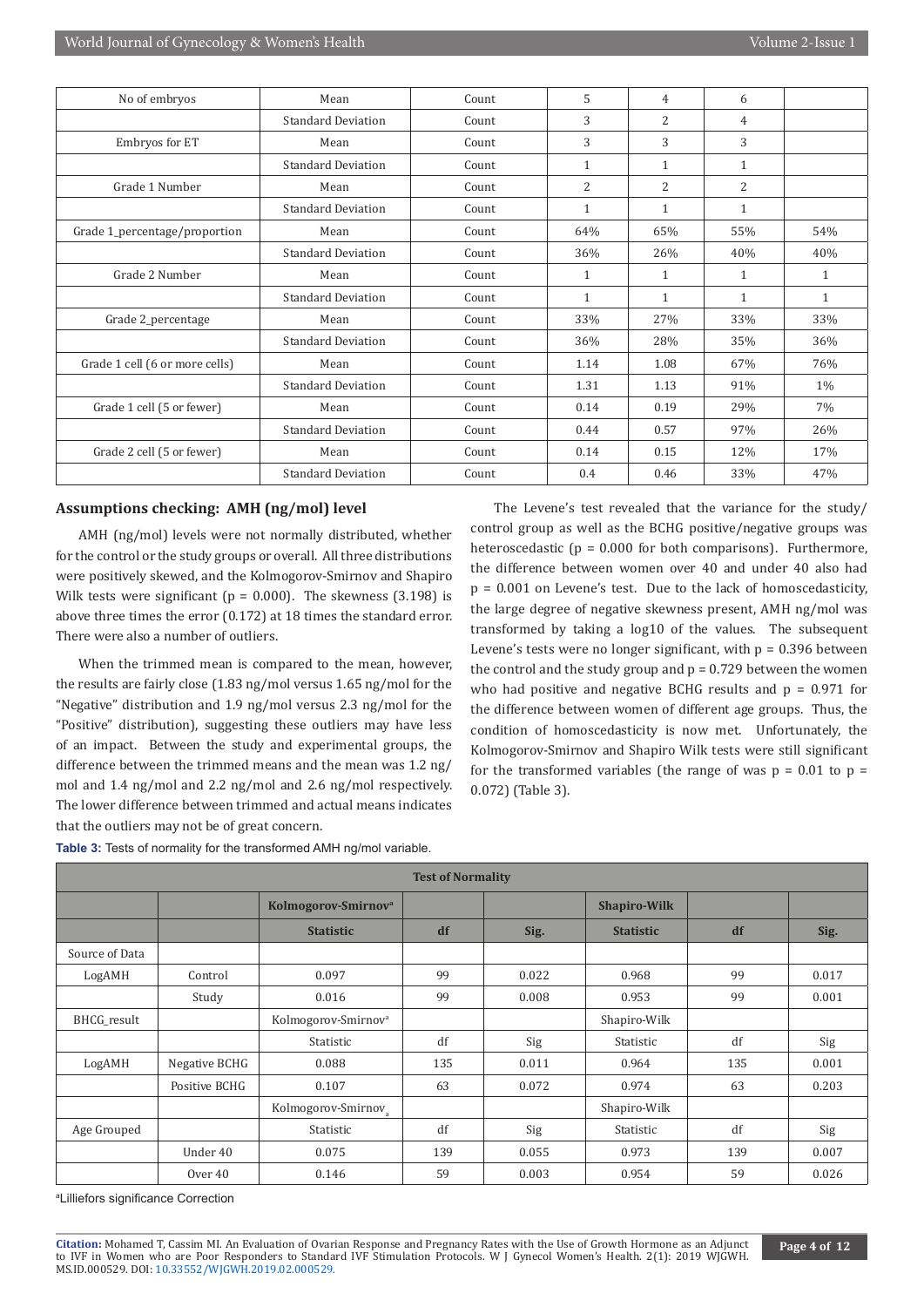| No of embryos | Mean | Count | 5 | 4 | 6 | |
|---|---|---|---|---|---|---|
| | Standard Deviation | Count | 3 | 2 | 4 | |
| Embryos for ET | Mean | Count | 3 | 3 | 3 | |
| | Standard Deviation | Count | 1 | 1 | 1 | |
| Grade 1 Number | Mean | Count | 2 | 2 | 2 | |
| | Standard Deviation | Count | 1 | 1 | 1 | |
| Grade 1_percentage/proportion | Mean | Count | 64% | 65% | 55% | 54% |
| | Standard Deviation | Count | 36% | 26% | 40% | 40% |
| Grade 2 Number | Mean | Count | 1 | 1 | 1 | 1 |
| | Standard Deviation | Count | 1 | 1 | 1 | 1 |
| Grade 2_percentage | Mean | Count | 33% | 27% | 33% | 33% |
| | Standard Deviation | Count | 36% | 28% | 35% | 36% |
| Grade 1 cell (6 or more cells) | Mean | Count | 1.14 | 1.08 | 67% | 76% |
| | Standard Deviation | Count | 1.31 | 1.13 | 91% | 1% |
| Grade 1 cell (5 or fewer) | Mean | Count | 0.14 | 0.19 | 29% | 7% |
| | Standard Deviation | Count | 0.44 | 0.57 | 97% | 26% |
| Grade 2 cell (5 or fewer) | Mean | Count | 0.14 | 0.15 | 12% | 17% |
| | Standard Deviation | Count | 0.4 | 0.46 | 33% | 47% |

### Assumptions checking: AMH (ng/mol) level

AMH (ng/mol) levels were not normally distributed, whether for the control or the study groups or overall. All three distributions were positively skewed, and the Kolmogorov-Smirnov and Shapiro Wilk tests were significant (p = 0.000). The skewness (3.198) is above three times the error (0.172) at 18 times the standard error. There were also a number of outliers.

When the trimmed mean is compared to the mean, however, the results are fairly close (1.83 ng/mol versus 1.65 ng/mol for the "Negative" distribution and 1.9 ng/mol versus 2.3 ng/mol for the "Positive" distribution), suggesting these outliers may have less of an impact. Between the study and experimental groups, the difference between the trimmed means and the mean was 1.2 ng/mol and 1.4 ng/mol and 2.2 ng/mol and 2.6 ng/mol respectively. The lower difference between trimmed and actual means indicates that the outliers may not be of great concern.

The Levene's test revealed that the variance for the study/control group as well as the BCHG positive/negative groups was heteroscedastic (p = 0.000 for both comparisons). Furthermore, the difference between women over 40 and under 40 also had p = 0.001 on Levene's test. Due to the lack of homoscedasticity, the large degree of negative skewness present, AMH ng/mol was transformed by taking a log10 of the values. The subsequent Levene's tests were no longer significant, with p = 0.396 between the control and the study group and p = 0.729 between the women who had positive and negative BCHG results and p = 0.971 for the difference between women of different age groups. Thus, the condition of homoscedasticity is now met. Unfortunately, the Kolmogorov-Smirnov and Shapiro Wilk tests were still significant for the transformed variables (the range of was p = 0.01 to p = 0.072) (Table 3).

**Table 3:** Tests of normality for the transformed AMH ng/mol variable.

| Test of Normality | | | | | | | |
|---|---|---|---|---|---|---|---|
| | | **Kolmogorov-Smirnov[a]** | | | **Shapiro-Wilk** | | |
| | | **Statistic** | **df** | **Sig.** | **Statistic** | **df** | **Sig.** |
| Source of Data | | | | | | | |
| LogAMH | Control | 0.097 | 99 | 0.022 | 0.968 | 99 | 0.017 |
| | Study | 0.016 | 99 | 0.008 | 0.953 | 99 | 0.001 |
| BHCG_result | | Kolmogorov-Smirnov[a] | | | Shapiro-Wilk | | |
| | | Statistic | df | Sig | Statistic | df | Sig |
| LogAMH | Negative BCHG | 0.088 | 135 | 0.011 | 0.964 | 135 | 0.001 |
| | Positive BCHG | 0.107 | 63 | 0.072 | 0.974 | 63 | 0.203 |
| | | Kolmogorov-Smirnov[a] | | | Shapiro-Wilk | | |
| Age Grouped | | Statistic | df | Sig | Statistic | df | Sig |
| | Under 40 | 0.075 | 139 | 0.055 | 0.973 | 139 | 0.007 |
| | Over 40 | 0.146 | 59 | 0.003 | 0.954 | 59 | 0.026 |

[a]Lilliefors significance Correction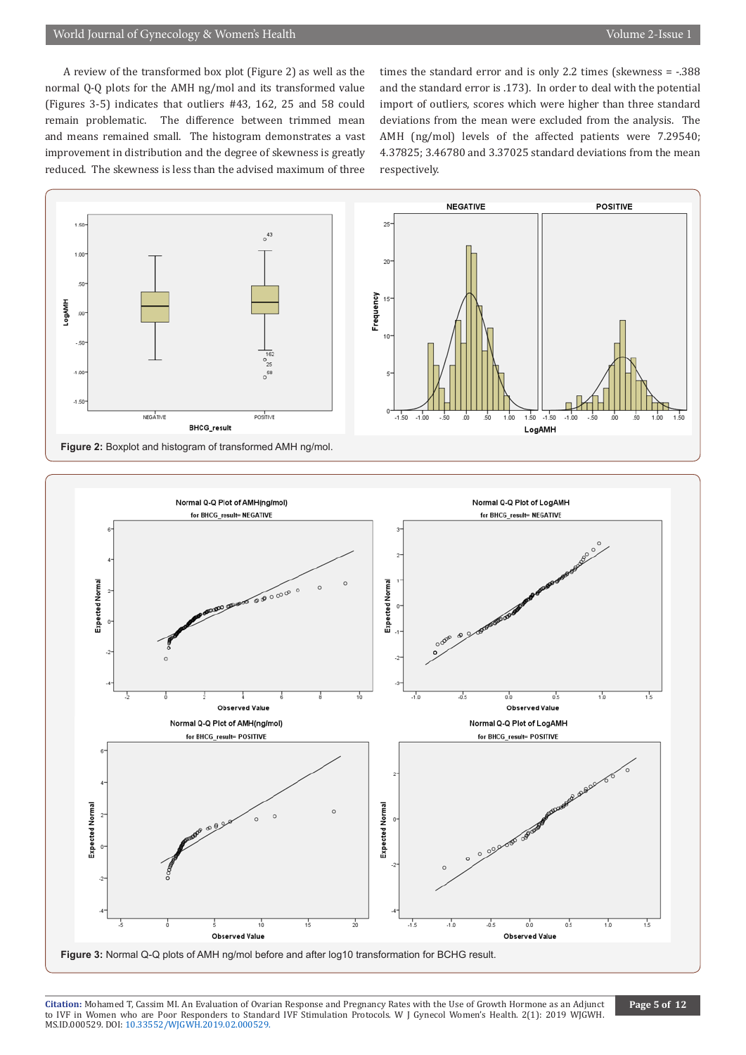A review of the transformed box plot (Figure 2) as well as the normal Q-Q plots for the AMH ng/mol and its transformed value (Figures 3-5) indicates that outliers #43, 162, 25 and 58 could remain problematic. The difference between trimmed mean and means remained small. The histogram demonstrates a vast improvement in distribution and the degree of skewness is greatly reduced. The skewness is less than the advised maximum of three times the standard error and is only 2.2 times (skewness = -.388 and the standard error is .173). In order to deal with the potential import of outliers, scores which were higher than three standard deviations from the mean were excluded from the analysis. The AMH (ng/mol) levels of the affected patients were 7.29540; 4.37825; 3.46780 and 3.37025 standard deviations from the mean respectively.

**Figure 2:** Boxplot and histogram of transformed AMH ng/mol.

**Figure 3:** Normal Q-Q plots of AMH ng/mol before and after log10 transformation for BCHG result.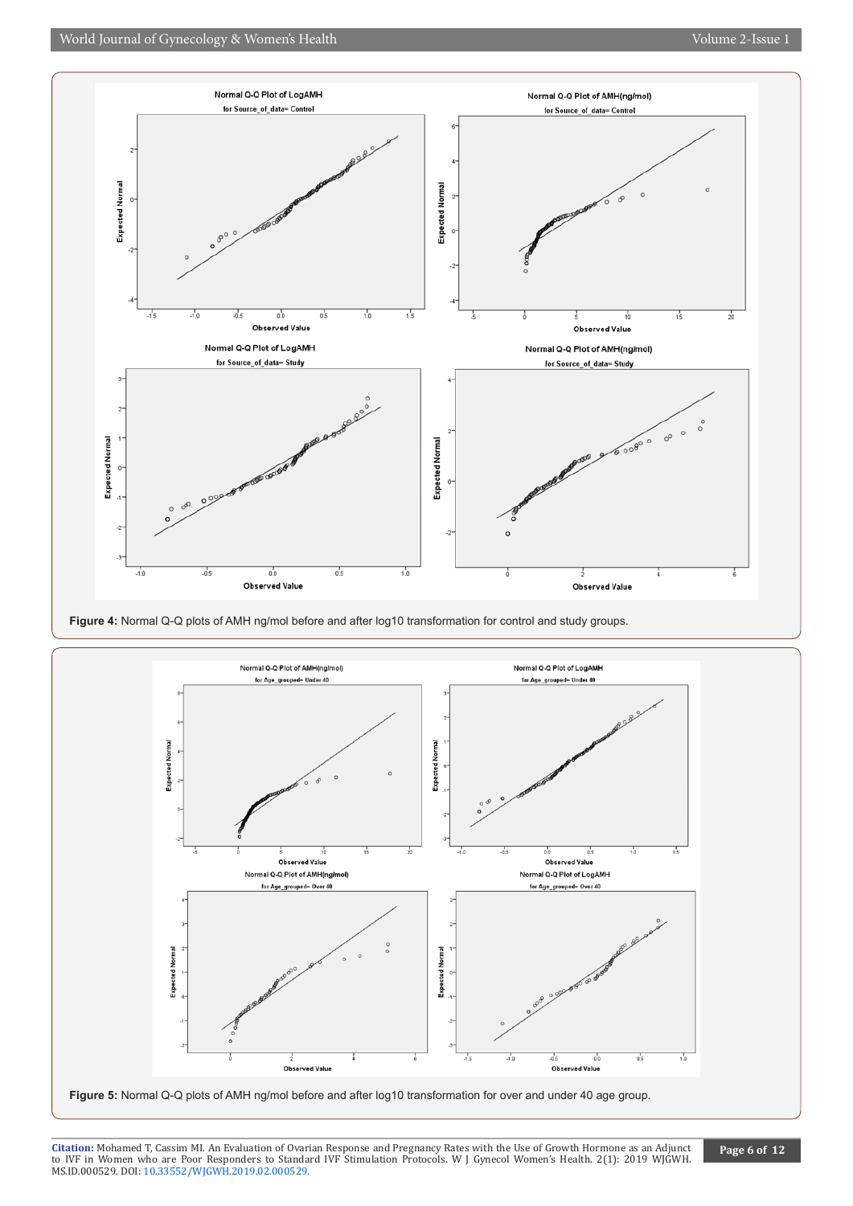**Figure 4:** Normal Q-Q plots of AMH ng/mol before and after log10 transformation for control and study groups.

**Figure 5:** Normal Q-Q plots of AMH ng/mol before and after log10 transformation for over and under 40 age group.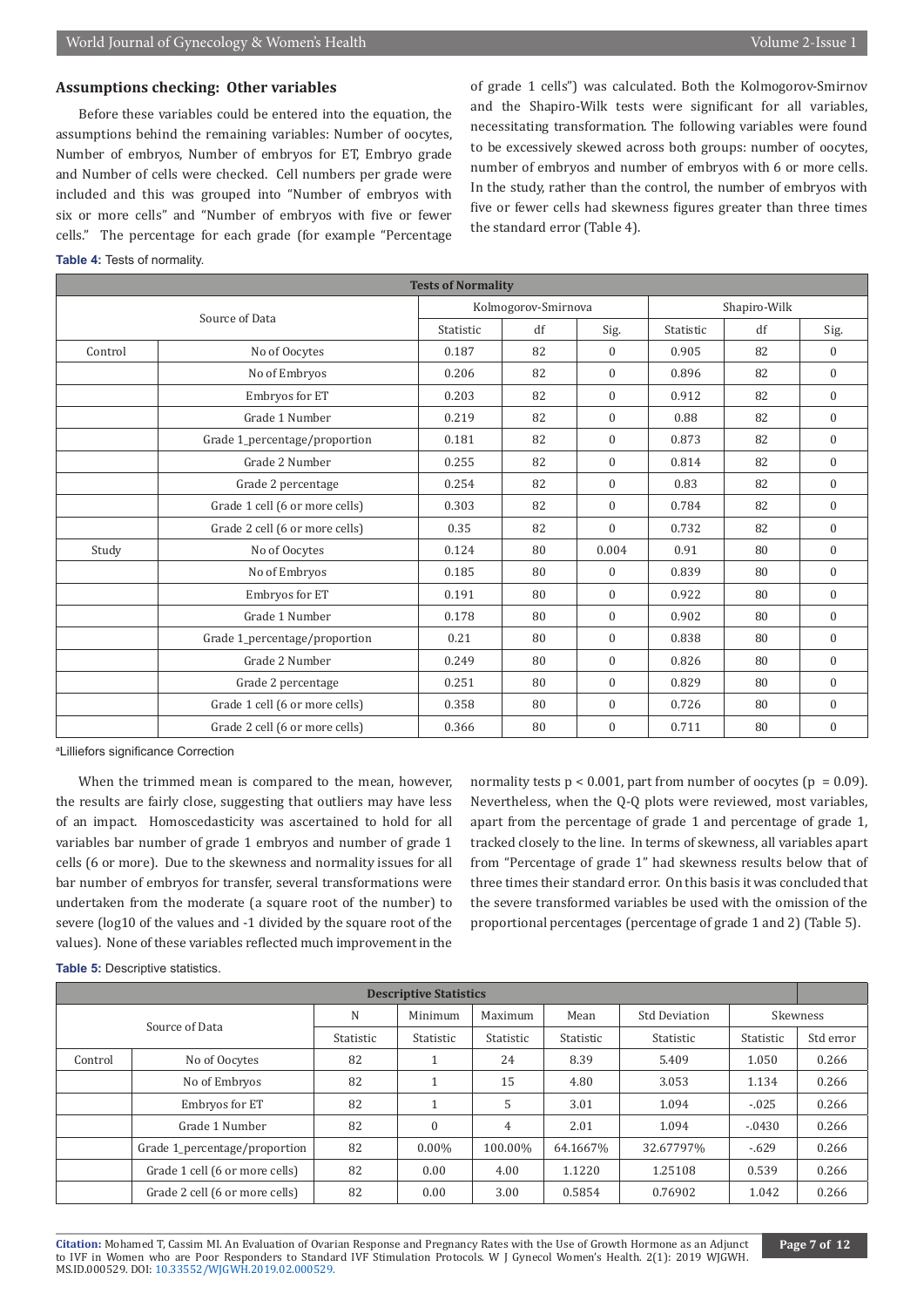## Assumptions checking: Other variables

Before these variables could be entered into the equation, the assumptions behind the remaining variables: Number of oocytes, Number of embryos, Number of embryos for ET, Embryo grade and Number of cells were checked. Cell numbers per grade were included and this was grouped into "Number of embryos with six or more cells" and "Number of embryos with five or fewer cells." The percentage for each grade (for example "Percentage of grade 1 cells") was calculated. Both the Kolmogorov-Smirnov and the Shapiro-Wilk tests were significant for all variables, necessitating transformation. The following variables were found to be excessively skewed across both groups: number of oocytes, number of embryos and number of embryos with 6 or more cells. In the study, rather than the control, the number of embryos with five or fewer cells had skewness figures greater than three times the standard error (Table 4).

**Table 4:** Tests of normality.

| Tests of Normality | | | | | | | |
|---|---|---|---|---|---|---|---|
| Source of Data | | Kolmogorov-Smirnova | | | Shapiro-Wilk | | |
| | | Statistic | df | Sig. | Statistic | df | Sig. |
| Control | No of Oocytes | 0.187 | 82 | 0 | 0.905 | 82 | 0 |
| | No of Embryos | 0.206 | 82 | 0 | 0.896 | 82 | 0 |
| | Embryos for ET | 0.203 | 82 | 0 | 0.912 | 82 | 0 |
| | Grade 1 Number | 0.219 | 82 | 0 | 0.88 | 82 | 0 |
| | Grade 1_percentage/proportion | 0.181 | 82 | 0 | 0.873 | 82 | 0 |
| | Grade 2 Number | 0.255 | 82 | 0 | 0.814 | 82 | 0 |
| | Grade 2 percentage | 0.254 | 82 | 0 | 0.83 | 82 | 0 |
| | Grade 1 cell (6 or more cells) | 0.303 | 82 | 0 | 0.784 | 82 | 0 |
| | Grade 2 cell (6 or more cells) | 0.35 | 82 | 0 | 0.732 | 82 | 0 |
| Study | No of Oocytes | 0.124 | 80 | 0.004 | 0.91 | 80 | 0 |
| | No of Embryos | 0.185 | 80 | 0 | 0.839 | 80 | 0 |
| | Embryos for ET | 0.191 | 80 | 0 | 0.922 | 80 | 0 |
| | Grade 1 Number | 0.178 | 80 | 0 | 0.902 | 80 | 0 |
| | Grade 1_percentage/proportion | 0.21 | 80 | 0 | 0.838 | 80 | 0 |
| | Grade 2 Number | 0.249 | 80 | 0 | 0.826 | 80 | 0 |
| | Grade 2 percentage | 0.251 | 80 | 0 | 0.829 | 80 | 0 |
| | Grade 1 cell (6 or more cells) | 0.358 | 80 | 0 | 0.726 | 80 | 0 |
| | Grade 2 cell (6 or more cells) | 0.366 | 80 | 0 | 0.711 | 80 | 0 |

[a]Lilliefors significance Correction

When the trimmed mean is compared to the mean, however, the results are fairly close, suggesting that outliers may have less of an impact. Homoscedasticity was ascertained to hold for all variables bar number of grade 1 embryos and number of grade 1 cells (6 or more). Due to the skewness and normality issues for all bar number of embryos for transfer, several transformations were undertaken from the moderate (a square root of the number) to severe (log10 of the values and -1 divided by the square root of the values). None of these variables reflected much improvement in the normality tests $p < 0.001$, part from number of oocytes ($p = 0.09$). Nevertheless, when the Q-Q plots were reviewed, most variables, apart from the percentage of grade 1 and percentage of grade 1, tracked closely to the line. In terms of skewness, all variables apart from "Percentage of grade 1" had skewness results below that of three times their standard error. On this basis it was concluded that the severe transformed variables be used with the omission of the proportional percentages (percentage of grade 1 and 2) (Table 5).

**Table 5:** Descriptive statistics.

| Descriptive Statistics | | | | | | | | |
|---|---|---|---|---|---|---|---|---|
| Source of Data | | N | Minimum | Maximum | Mean | Std Deviation | Skewness | |
| | | Statistic | Statistic | Statistic | Statistic | Statistic | Statistic | Std error |
| Control | No of Oocytes | 82 | 1 | 24 | 8.39 | 5.409 | 1.050 | 0.266 |
| | No of Embryos | 82 | 1 | 15 | 4.80 | 3.053 | 1.134 | 0.266 |
| | Embryos for ET | 82 | 1 | 5 | 3.01 | 1.094 | -.025 | 0.266 |
| | Grade 1 Number | 82 | 0 | 4 | 2.01 | 1.094 | -.0430 | 0.266 |
| | Grade 1_percentage/proportion | 82 | 0.00% | 100.00% | 64.1667% | 32.67797% | -.629 | 0.266 |
| | Grade 1 cell (6 or more cells) | 82 | 0.00 | 4.00 | 1.1220 | 1.25108 | 0.539 | 0.266 |
| | Grade 2 cell (6 or more cells) | 82 | 0.00 | 3.00 | 0.5854 | 0.76902 | 1.042 | 0.266 |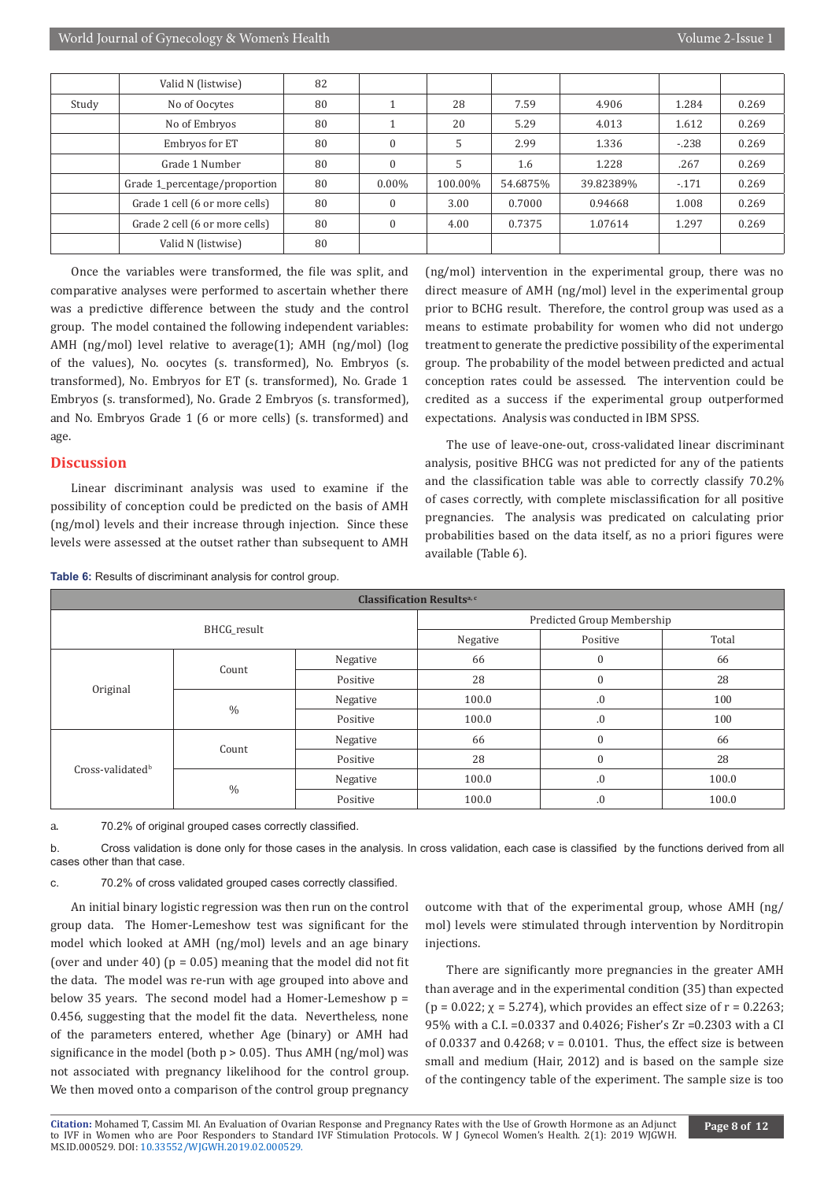| | | | | | | | | |
|---|---|---|---|---|---|---|---|---|
| | Valid N (listwise) | 82 | | | | | | |
| Study | No of Oocytes | 80 | 1 | 28 | 7.59 | 4.906 | 1.284 | 0.269 |
| | No of Embryos | 80 | 1 | 20 | 5.29 | 4.013 | 1.612 | 0.269 |
| | Embryos for ET | 80 | 0 | 5 | 2.99 | 1.336 | -.238 | 0.269 |
| | Grade 1 Number | 80 | 0 | 5 | 1.6 | 1.228 | .267 | 0.269 |
| | Grade 1_percentage/proportion | 80 | 0.00% | 100.00% | 54.6875% | 39.82389% | -.171 | 0.269 |
| | Grade 1 cell (6 or more cells) | 80 | 0 | 3.00 | 0.7000 | 0.94668 | 1.008 | 0.269 |
| | Grade 2 cell (6 or more cells) | 80 | 0 | 4.00 | 0.7375 | 1.07614 | 1.297 | 0.269 |
| | Valid N (listwise) | 80 | | | | | | |

Once the variables were transformed, the file was split, and comparative analyses were performed to ascertain whether there was a predictive difference between the study and the control group. The model contained the following independent variables: AMH (ng/mol) level relative to average(1); AMH (ng/mol) (log of the values), No. oocytes (s. transformed), No. Embryos (s. transformed), No. Embryos for ET (s. transformed), No. Grade 1 Embryos (s. transformed), No. Grade 2 Embryos (s. transformed), and No. Embryos Grade 1 (6 or more cells) (s. transformed) and age.

## Discussion

Linear discriminant analysis was used to examine if the possibility of conception could be predicted on the basis of AMH (ng/mol) levels and their increase through injection. Since these levels were assessed at the outset rather than subsequent to AMH (ng/mol) intervention in the experimental group, there was no direct measure of AMH (ng/mol) level in the experimental group prior to BCHG result. Therefore, the control group was used as a means to estimate probability for women who did not undergo treatment to generate the predictive possibility of the experimental group. The probability of the model between predicted and actual conception rates could be assessed. The intervention could be credited as a success if the experimental group outperformed expectations. Analysis was conducted in IBM SPSS.

The use of leave-one-out, cross-validated linear discriminant analysis, positive BHCG was not predicted for any of the patients and the classification table was able to correctly classify 70.2% of cases correctly, with complete misclassification for all positive pregnancies. The analysis was predicated on calculating prior probabilities based on the data itself, as no a priori figures were available (Table 6).

**Table 6:** Results of discriminant analysis for control group.

| Classification Results[a, c] | | | | | |
|---|---|---|---|---|---|
| BHCG_result | | | Predicted Group Membership | | |
| | | | Negative | Positive | Total |
| Original | Count | Negative | 66 | 0 | 66 |
| | | Positive | 28 | 0 | 28 |
| | % | Negative | 100.0 | .0 | 100 |
| | | Positive | 100.0 | .0 | 100 |
| Cross-validated[b] | Count | Negative | 66 | 0 | 66 |
| | | Positive | 28 | 0 | 28 |
| | % | Negative | 100.0 | .0 | 100.0 |
| | | Positive | 100.0 | .0 | 100.0 |

a. 70.2% of original grouped cases correctly classified.

b. Cross validation is done only for those cases in the analysis. In cross validation, each case is classified by the functions derived from all cases other than that case.

c. 70.2% of cross validated grouped cases correctly classified.

An initial binary logistic regression was then run on the control group data. The Homer-Lemeshow test was significant for the model which looked at AMH (ng/mol) levels and an age binary (over and under 40) ($p = 0.05$) meaning that the model did not fit the data. The model was re-run with age grouped into above and below 35 years. The second model had a Homer-Lemeshow $p = 0.456$, suggesting that the model fit the data. Nevertheless, none of the parameters entered, whether Age (binary) or AMH had significance in the model (both $p > 0.05$). Thus AMH (ng/mol) was not associated with pregnancy likelihood for the control group. We then moved onto a comparison of the control group pregnancy outcome with that of the experimental group, whose AMH (ng/mol) levels were stimulated through intervention by Norditropin injections.

There are significantly more pregnancies in the greater AMH than average and in the experimental condition (35) than expected ($p = 0.022$; $\chi = 5.274$), which provides an effect size of $r = 0.2263$; 95% with a C.I. =0.0337 and 0.4026; Fisher's Zr =0.2303 with a CI of 0.0337 and 0.4268; $v = 0.0101$. Thus, the effect size is between small and medium (Hair, 2012) and is based on the sample size of the contingency table of the experiment. The sample size is too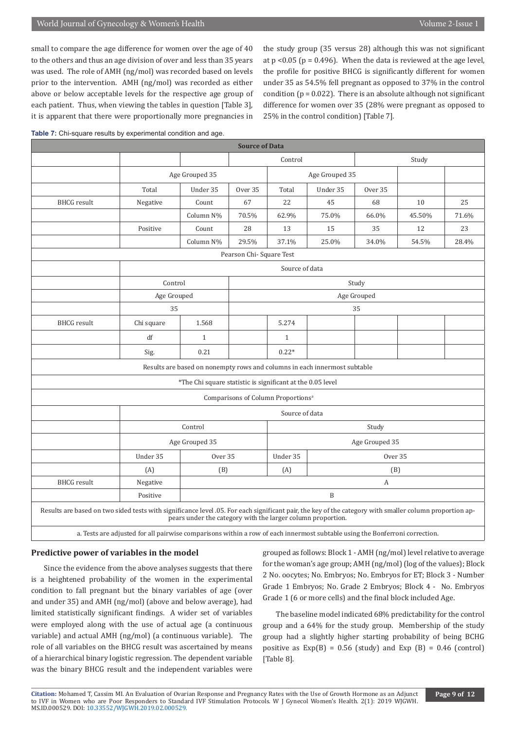small to compare the age difference for women over the age of 40 to the others and thus an age division of over and less than 35 years was used. The role of AMH (ng/mol) was recorded based on levels prior to the intervention. AMH (ng/mol) was recorded as either above or below acceptable levels for the respective age group of each patient. Thus, when viewing the tables in question [Table 3], it is apparent that there were proportionally more pregnancies in the study group (35 versus 28) although this was not significant at p <0.05 (p = 0.496). When the data is reviewed at the age level, the profile for positive BHCG is significantly different for women under 35 as 54.5% fell pregnant as opposed to 37% in the control condition (p = 0.022). There is an absolute although not significant difference for women over 35 (28% were pregnant as opposed to 25% in the control condition) [Table 7].

**Table 7:** Chi-square results by experimental condition and age.

| Source of Data | | | | | | | | | |
|---|---|---|---|---|---|---|---|---|---|
| | | | Control | | | Study | | | |
| | Age Grouped 35 | | | Age Grouped 35 | | | | | |
| | Total | Under 35 | Over 35 | Total | Under 35 | Over 35 | | | |
| BHCG result | Negative | Count | 67 | 22 | 45 | 68 | 10 | 25 | |
| | | Column N% | 70.5% | 62.9% | 75.0% | 66.0% | 45.50% | 71.6% | |
| | Positive | Count | 28 | 13 | 15 | 35 | 12 | 23 | |
| | | Column N% | 29.5% | 37.1% | 25.0% | 34.0% | 54.5% | 28.4% | |
| Pearson Chi- Square Test | | | | | | | | | |
| | Source of data | | | | | | | | |
| | Control | | Study | | | | | | |
| | Age Grouped | | Age Grouped | | | | | | |
| | 35 | | 35 | | | | | | |
| BHCG result | Chi square | 1.568 | | 5.274 | | | | | |
| | df | 1 | | 1 | | | | | |
| | Sig. | 0.21 | | 0.22* | | | | | |
| Results are based on nonempty rows and columns in each innermost subtable | | | | | | | | | |
| *The Chi square statistic is significant at the 0.05 level | | | | | | | | | |
| Comparisons of Column Proportions[a] | | | | | | | | | |
| | Source of data | | | | | | | | |
| | Control | | | Study | | | | | |
| | Age Grouped 35 | | | Age Grouped 35 | | | | | |
| | Under 35 | Over 35 | | Under 35 | Over 35 | | | | |
| | (A) | (B) | | (A) | (B) | | | | |
| BHCG result | Negative | | | | A | | | | |
| | Positive | | | B | | | | | |
| Results are based on two sided tests with significance level .05. For each significant pair, the key of the category with smaller column proportion appears under the category with the larger column proportion. | | | | | | | | | |
| a. Tests are adjusted for all pairwise comparisons within a row of each innermost subtable using the Bonferroni correction. | | | | | | | | | |

## Predictive power of variables in the model

Since the evidence from the above analyses suggests that there is a heightened probability of the women in the experimental condition to fall pregnant but the binary variables of age (over and under 35) and AMH (ng/mol) (above and below average), had limited statistically significant findings. A wider set of variables were employed along with the use of actual age (a continuous variable) and actual AMH (ng/mol) (a continuous variable). The role of all variables on the BHCG result was ascertained by means of a hierarchical binary logistic regression. The dependent variable was the binary BHCG result and the independent variables were grouped as follows: Block 1 - AMH (ng/mol) level relative to average for the woman's age group; AMH (ng/mol) (log of the values); Block 2 No. oocytes; No. Embryos; No. Embryos for ET; Block 3 - Number Grade 1 Embryos; No. Grade 2 Embryos; Block 4 - No. Embryos Grade 1 (6 or more cells) and the final block included Age.

The baseline model indicated 68% predictability for the control group and a 64% for the study group. Membership of the study group had a slightly higher starting probability of being BCHG positive as Exp(B) = 0.56 (study) and Exp (B) = 0.46 (control) [Table 8].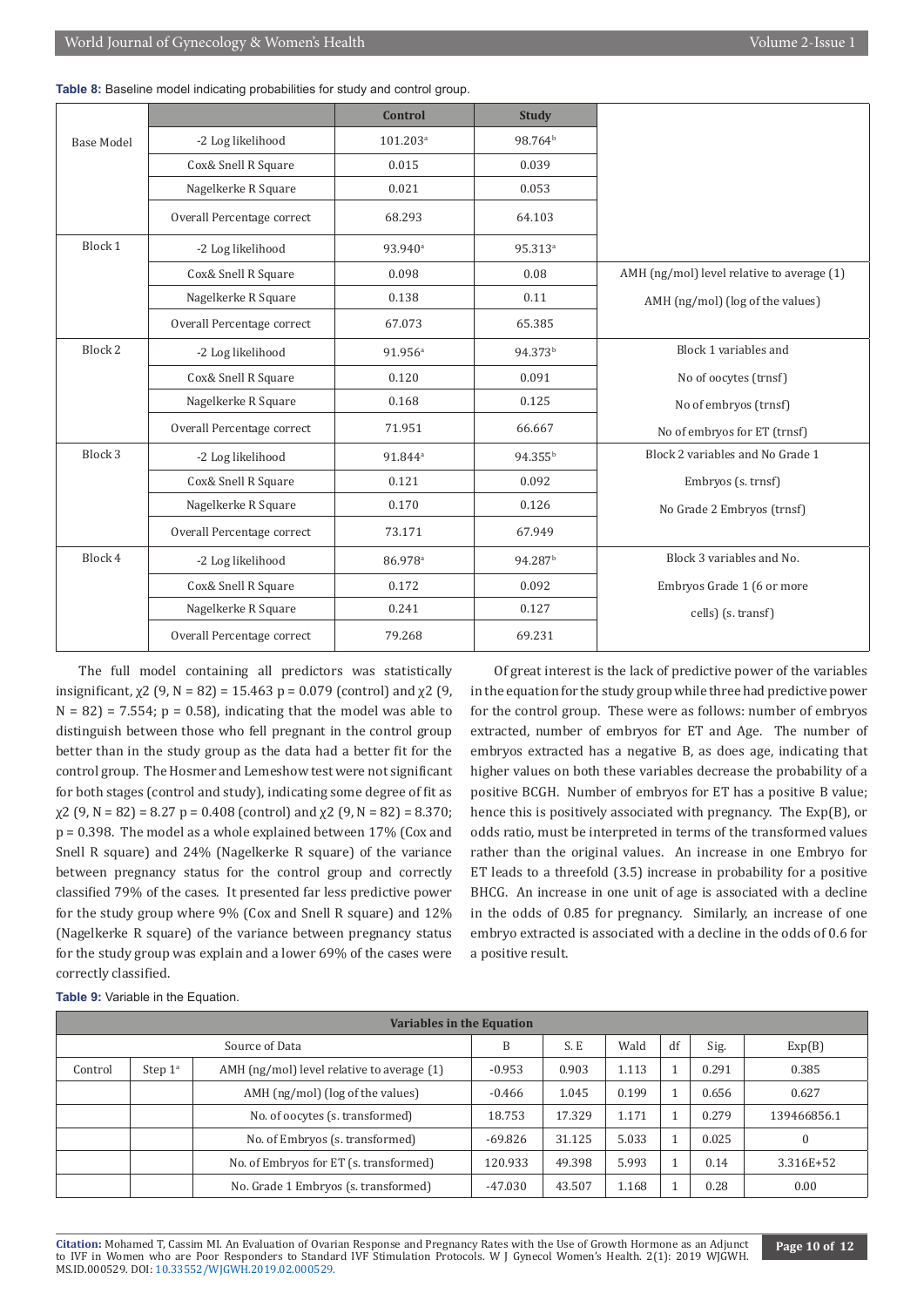**Table 8:** Baseline model indicating probabilities for study and control group.

| | | Control | Study | |
|---|---|---|---|---|
| Base Model | -2 Log likelihood | 101.203[a] | 98.764[b] | |
| | Cox& Snell R Square | 0.015 | 0.039 | |
| | Nagelkerke R Square | 0.021 | 0.053 | |
| | Overall Percentage correct | 68.293 | 64.103 | |
| Block 1 | -2 Log likelihood | 93.940[a] | 95.313[a] | |
| | Cox& Snell R Square | 0.098 | 0.08 | AMH (ng/mol) level relative to average (1) |
| | Nagelkerke R Square | 0.138 | 0.11 | AMH (ng/mol) (log of the values) |
| | Overall Percentage correct | 67.073 | 65.385 | |
| Block 2 | -2 Log likelihood | 91.956[a] | 94.373[b] | Block 1 variables and |
| | Cox& Snell R Square | 0.120 | 0.091 | No of oocytes (trnsf) |
| | Nagelkerke R Square | 0.168 | 0.125 | No of embryos (trnsf) |
| | Overall Percentage correct | 71.951 | 66.667 | No of embryos for ET (trnsf) |
| Block 3 | -2 Log likelihood | 91.844[a] | 94.355[b] | Block 2 variables and No Grade 1 |
| | Cox& Snell R Square | 0.121 | 0.092 | Embryos (s. trnsf) |
| | Nagelkerke R Square | 0.170 | 0.126 | No Grade 2 Embryos (trnsf) |
| | Overall Percentage correct | 73.171 | 67.949 | |
| Block 4 | -2 Log likelihood | 86.978[a] | 94.287[b] | Block 3 variables and No. |
| | Cox& Snell R Square | 0.172 | 0.092 | Embryos Grade 1 (6 or more |
| | Nagelkerke R Square | 0.241 | 0.127 | cells) (s. transf) |
| | Overall Percentage correct | 79.268 | 69.231 | |

The full model containing all predictors was statistically insignificant, $\chi2$ (9, N = 82) = 15.463 p = 0.079 (control) and $\chi2$ (9, N = 82) = 7.554; p = 0.58), indicating that the model was able to distinguish between those who fell pregnant in the control group better than in the study group as the data had a better fit for the control group. The Hosmer and Lemeshow test were not significant for both stages (control and study), indicating some degree of fit as $\chi2$ (9, N = 82) = 8.27 p = 0.408 (control) and $\chi2$ (9, N = 82) = 8.370; p = 0.398. The model as a whole explained between 17% (Cox and Snell R square) and 24% (Nagelkerke R square) of the variance between pregnancy status for the control group and correctly classified 79% of the cases. It presented far less predictive power for the study group where 9% (Cox and Snell R square) and 12% (Nagelkerke R square) of the variance between pregnancy status for the study group was explain and a lower 69% of the cases were correctly classified.

Of great interest is the lack of predictive power of the variables in the equation for the study group while three had predictive power for the control group. These were as follows: number of embryos extracted, number of embryos for ET and Age. The number of embryos extracted has a negative B, as does age, indicating that higher values on both these variables decrease the probability of a positive BCGH. Number of embryos for ET has a positive B value; hence this is positively associated with pregnancy. The Exp(B), or odds ratio, must be interpreted in terms of the transformed values rather than the original values. An increase in one Embryo for ET leads to a threefold (3.5) increase in probability for a positive BHCG. An increase in one unit of age is associated with a decline in the odds of 0.85 for pregnancy. Similarly, an increase of one embryo extracted is associated with a decline in the odds of 0.6 for a positive result.

**Table 9:** Variable in the Equation.

| Variables in the Equation | | | | | | | | |
|---|---|---|---|---|---|---|---|---|
| Source of Data | | | B | S. E | Wald | df | Sig. | Exp(B) |
| Control | Step 1[a] | AMH (ng/mol) level relative to average (1) | -0.953 | 0.903 | 1.113 | 1 | 0.291 | 0.385 |
| | | AMH (ng/mol) (log of the values) | -0.466 | 1.045 | 0.199 | 1 | 0.656 | 0.627 |
| | | No. of oocytes (s. transformed) | 18.753 | 17.329 | 1.171 | 1 | 0.279 | 139466856.1 |
| | | No. of Embryos (s. transformed) | -69.826 | 31.125 | 5.033 | 1 | 0.025 | 0 |
| | | No. of Embryos for ET (s. transformed) | 120.933 | 49.398 | 5.993 | 1 | 0.14 | 3.316E+52 |
| | | No. Grade 1 Embryos (s. transformed) | -47.030 | 43.507 | 1.168 | 1 | 0.28 | 0.00 |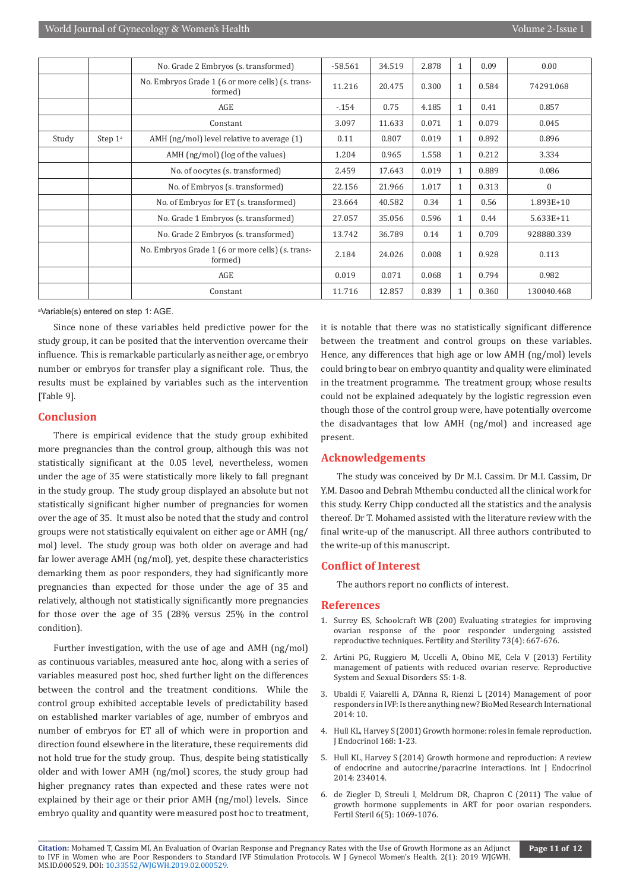|  |  | No. Grade 2 Embryos (s. transformed) | -58.561 | 34.519 | 2.878 | 1 | 0.09 | 0.00 |
|---|---|---|---|---|---|---|---|---|
|  |  | No. Embryos Grade 1 (6 or more cells) (s. transformed) | 11.216 | 20.475 | 0.300 | 1 | 0.584 | 74291.068 |
|  |  | AGE | -.154 | 0.75 | 4.185 | 1 | 0.41 | 0.857 |
|  |  | Constant | 3.097 | 11.633 | 0.071 | 1 | 0.079 | 0.045 |
| Study | Step 1[a] | AMH (ng/mol) level relative to average (1) | 0.11 | 0.807 | 0.019 | 1 | 0.892 | 0.896 |
|  |  | AMH (ng/mol) (log of the values) | 1.204 | 0.965 | 1.558 | 1 | 0.212 | 3.334 |
|  |  | No. of oocytes (s. transformed) | 2.459 | 17.643 | 0.019 | 1 | 0.889 | 0.086 |
|  |  | No. of Embryos (s. transformed) | 22.156 | 21.966 | 1.017 | 1 | 0.313 | 0 |
|  |  | No. of Embryos for ET (s. transformed) | 23.664 | 40.582 | 0.34 | 1 | 0.56 | 1.893E+10 |
|  |  | No. Grade 1 Embryos (s. transformed) | 27.057 | 35.056 | 0.596 | 1 | 0.44 | 5.633E+11 |
|  |  | No. Grade 2 Embryos (s. transformed) | 13.742 | 36.789 | 0.14 | 1 | 0.709 | 928880.339 |
|  |  | No. Embryos Grade 1 (6 or more cells) (s. transformed) | 2.184 | 24.026 | 0.008 | 1 | 0.928 | 0.113 |
|  |  | AGE | 0.019 | 0.071 | 0.068 | 1 | 0.794 | 0.982 |
|  |  | Constant | 11.716 | 12.857 | 0.839 | 1 | 0.360 | 130040.468 |

[a]Variable(s) entered on step 1: AGE.

Since none of these variables held predictive power for the study group, it can be posited that the intervention overcame their influence. This is remarkable particularly as neither age, or embryo number or embryos for transfer play a significant role. Thus, the results must be explained by variables such as the intervention [Table 9].

## Conclusion

There is empirical evidence that the study group exhibited more pregnancies than the control group, although this was not statistically significant at the 0.05 level, nevertheless, women under the age of 35 were statistically more likely to fall pregnant in the study group. The study group displayed an absolute but not statistically significant higher number of pregnancies for women over the age of 35. It must also be noted that the study and control groups were not statistically equivalent on either age or AMH (ng/mol) level. The study group was both older on average and had far lower average AMH (ng/mol), yet, despite these characteristics demarking them as poor responders, they had significantly more pregnancies than expected for those under the age of 35 and relatively, although not statistically significantly more pregnancies for those over the age of 35 (28% versus 25% in the control condition).

Further investigation, with the use of age and AMH (ng/mol) as continuous variables, measured ante hoc, along with a series of variables measured post hoc, shed further light on the differences between the control and the treatment conditions. While the control group exhibited acceptable levels of predictability based on established marker variables of age, number of embryos and number of embryos for ET all of which were in proportion and direction found elsewhere in the literature, these requirements did not hold true for the study group. Thus, despite being statistically older and with lower AMH (ng/mol) scores, the study group had higher pregnancy rates than expected and these rates were not explained by their age or their prior AMH (ng/mol) levels. Since embryo quality and quantity were measured post hoc to treatment, it is notable that there was no statistically significant difference between the treatment and control groups on these variables. Hence, any differences that high age or low AMH (ng/mol) levels could bring to bear on embryo quantity and quality were eliminated in the treatment programme. The treatment group; whose results could not be explained adequately by the logistic regression even though those of the control group were, have potentially overcome the disadvantages that low AMH (ng/mol) and increased age present.

## Acknowledgements

The study was conceived by Dr M.I. Cassim. Dr M.I. Cassim, Dr Y.M. Dasoo and Debrah Mthembu conducted all the clinical work for this study. Kerry Chipp conducted all the statistics and the analysis thereof. Dr T. Mohamed assisted with the literature review with the final write-up of the manuscript. All three authors contributed to the write-up of this manuscript.

## Conflict of Interest

The authors report no conflicts of interest.

## References

1. Surrey ES, Schoolcraft WB (200) Evaluating strategies for improving ovarian response of the poor responder undergoing assisted reproductive techniques. Fertility and Sterility 73(4): 667-676.
2. Artini PG, Ruggiero M, Uccelli A, Obino ME, Cela V (2013) Fertility management of patients with reduced ovarian reserve. Reproductive System and Sexual Disorders S5: 1-8.
3. Ubaldi F, Vaiarelli A, D'Anna R, Rienzi L (2014) Management of poor responders in IVF: Is there anything new? BioMed Research International 2014: 10.
4. Hull KL, Harvey S (2001) Growth hormone: roles in female reproduction. J Endocrinol 168: 1-23.
5. Hull KL, Harvey S (2014) Growth hormone and reproduction: A review of endocrine and autocrine/paracrine interactions. Int J Endocrinol 2014: 234014.
6. de Ziegler D, Streuli I, Meldrum DR, Chapron C (2011) The value of growth hormone supplements in ART for poor ovarian responders. Fertil Steril 6(5): 1069-1076.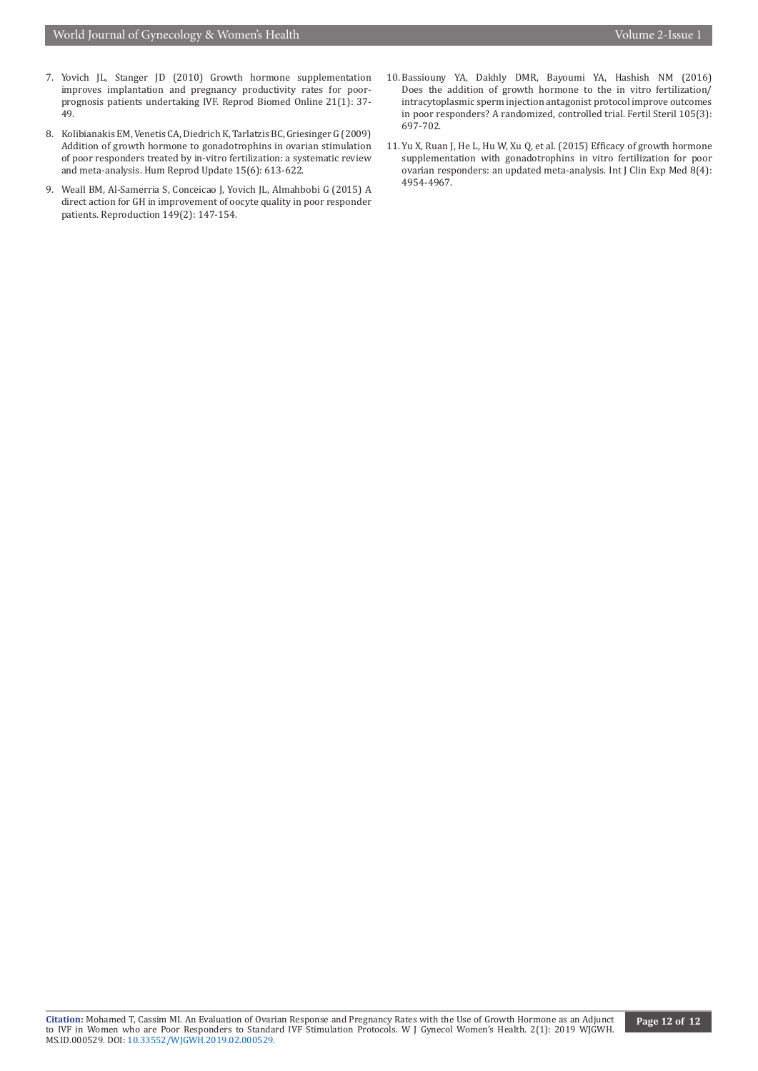7. Yovich JL, Stanger JD (2010) Growth hormone supplementation improves implantation and pregnancy productivity rates for poor-prognosis patients undertaking IVF. Reprod Biomed Online 21(1): 37-49.
8. Kolibianakis EM, Venetis CA, Diedrich K, Tarlatzis BC, Griesinger G (2009) Addition of growth hormone to gonadotrophins in ovarian stimulation of poor responders treated by in-vitro fertilization: a systematic review and meta-analysis. Hum Reprod Update 15(6): 613-622.
9. Weall BM, Al-Samerria S, Conceicao J, Yovich JL, Almahbobi G (2015) A direct action for GH in improvement of oocyte quality in poor responder patients. Reproduction 149(2): 147-154.
10. Bassiouny YA, Dakhly DMR, Bayoumi YA, Hashish NM (2016) Does the addition of growth hormone to the in vitro fertilization/intracytoplasmic sperm injection antagonist protocol improve outcomes in poor responders? A randomized, controlled trial. Fertil Steril 105(3): 697-702.
11. Yu X, Ruan J, He L, Hu W, Xu Q, et al. (2015) Efficacy of growth hormone supplementation with gonadotrophins in vitro fertilization for poor ovarian responders: an updated meta-analysis. Int J Clin Exp Med 8(4): 4954-4967.

**Citation:** Mohamed T, Cassim MI. An Evaluation of Ovarian Response and Pregnancy Rates with the Use of Growth Hormone as an Adjunct to IVF in Women who are Poor Responders to Standard IVF Stimulation Protocols. W J Gynecol Women's Health. 2(1): 2019 WJGWH. MS.ID.000529. DOI: 10.33552/WJGWH.2019.02.000529.